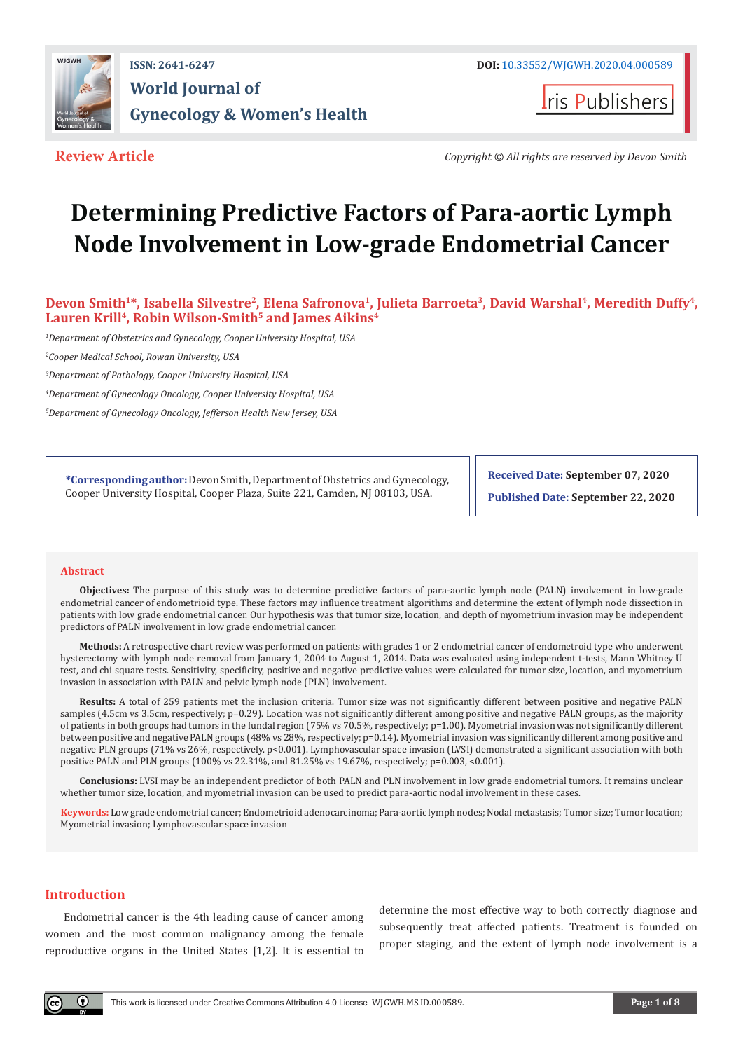Review Article

# Determining Predictive Factors of Para-aortic Lymph Node Involvement in Low-grade Endometrial Cancer

**Devon Smith[1]*, Isabella Silvestre[2], Elena Safronova[1], Julieta Barroeta[3], David Warshal[4], Meredith Duffy[4], Lauren Krill[4], Robin Wilson-Smith[5] and James Aikins[4]**

[1]*Department of Obstetrics and Gynecology, Cooper University Hospital, USA*

[2]*Cooper Medical School, Rowan University, USA*

[3]*Department of Pathology, Cooper University Hospital, USA*

[4]*Department of Gynecology Oncology, Cooper University Hospital, USA*

[5]*Department of Gynecology Oncology, Jefferson Health New Jersey, USA*

**\*Corresponding author:** Devon Smith, Department of Obstetrics and Gynecology, Cooper University Hospital, Cooper Plaza, Suite 221, Camden, NJ 08103, USA.

**Received Date:** September 07, 2020

**Published Date:** September 22, 2020

## Abstract

**Objectives:** The purpose of this study was to determine predictive factors of para-aortic lymph node (PALN) involvement in low-grade endometrial cancer of endometrioid type. These factors may influence treatment algorithms and determine the extent of lymph node dissection in patients with low grade endometrial cancer. Our hypothesis was that tumor size, location, and depth of myometrium invasion may be independent predictors of PALN involvement in low grade endometrial cancer.

**Methods:** A retrospective chart review was performed on patients with grades 1 or 2 endometrial cancer of endometroid type who underwent hysterectomy with lymph node removal from January 1, 2004 to August 1, 2014. Data was evaluated using independent t-tests, Mann Whitney U test, and chi square tests. Sensitivity, specificity, positive and negative predictive values were calculated for tumor size, location, and myometrium invasion in association with PALN and pelvic lymph node (PLN) involvement.

**Results:** A total of 259 patients met the inclusion criteria. Tumor size was not significantly different between positive and negative PALN samples (4.5cm vs 3.5cm, respectively; p=0.29). Location was not significantly different among positive and negative PALN groups, as the majority of patients in both groups had tumors in the fundal region (75% vs 70.5%, respectively; p=1.00). Myometrial invasion was not significantly different between positive and negative PALN groups (48% vs 28%, respectively; p=0.14). Myometrial invasion was significantly different among positive and negative PLN groups (71% vs 26%, respectively. p<0.001). Lymphovascular space invasion (LVSI) demonstrated a significant association with both positive PALN and PLN groups (100% vs 22.31%, and 81.25% vs 19.67%, respectively; p=0.003, <0.001).

**Conclusions:** LVSI may be an independent predictor of both PALN and PLN involvement in low grade endometrial tumors. It remains unclear whether tumor size, location, and myometrial invasion can be used to predict para-aortic nodal involvement in these cases.

**Keywords:** Low grade endometrial cancer; Endometrioid adenocarcinoma; Para-aortic lymph nodes; Nodal metastasis; Tumor size; Tumor location; Myometrial invasion; Lymphovascular space invasion

## Introduction

Endometrial cancer is the 4th leading cause of cancer among women and the most common malignancy among the female reproductive organs in the United States [1,2]. It is essential to determine the most effective way to both correctly diagnose and subsequently treat affected patients. Treatment is founded on proper staging, and the extent of lymph node involvement is a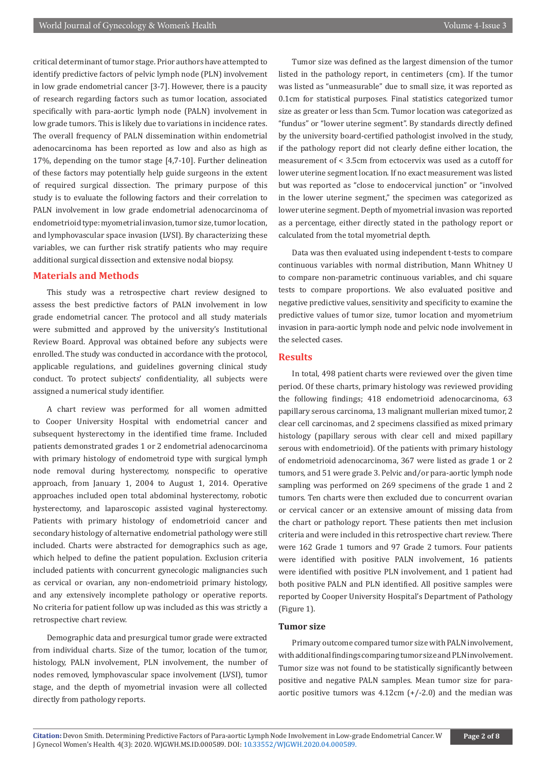critical determinant of tumor stage. Prior authors have attempted to identify predictive factors of pelvic lymph node (PLN) involvement in low grade endometrial cancer [3-7]. However, there is a paucity of research regarding factors such as tumor location, associated specifically with para-aortic lymph node (PALN) involvement in low grade tumors. This is likely due to variations in incidence rates. The overall frequency of PALN dissemination within endometrial adenocarcinoma has been reported as low and also as high as 17%, depending on the tumor stage [4,7-10]. Further delineation of these factors may potentially help guide surgeons in the extent of required surgical dissection. The primary purpose of this study is to evaluate the following factors and their correlation to PALN involvement in low grade endometrial adenocarcinoma of endometrioid type: myometrial invasion, tumor size, tumor location, and lymphovascular space invasion (LVSI). By characterizing these variables, we can further risk stratify patients who may require additional surgical dissection and extensive nodal biopsy.

## Materials and Methods

This study was a retrospective chart review designed to assess the best predictive factors of PALN involvement in low grade endometrial cancer. The protocol and all study materials were submitted and approved by the university's Institutional Review Board. Approval was obtained before any subjects were enrolled. The study was conducted in accordance with the protocol, applicable regulations, and guidelines governing clinical study conduct. To protect subjects' confidentiality, all subjects were assigned a numerical study identifier.

A chart review was performed for all women admitted to Cooper University Hospital with endometrial cancer and subsequent hysterectomy in the identified time frame. Included patients demonstrated grades 1 or 2 endometrial adenocarcinoma with primary histology of endometroid type with surgical lymph node removal during hysterectomy, nonspecific to operative approach, from January 1, 2004 to August 1, 2014. Operative approaches included open total abdominal hysterectomy, robotic hysterectomy, and laparoscopic assisted vaginal hysterectomy. Patients with primary histology of endometrioid cancer and secondary histology of alternative endometrial pathology were still included. Charts were abstracted for demographics such as age, which helped to define the patient population. Exclusion criteria included patients with concurrent gynecologic malignancies such as cervical or ovarian, any non-endometrioid primary histology, and any extensively incomplete pathology or operative reports. No criteria for patient follow up was included as this was strictly a retrospective chart review.

Demographic data and presurgical tumor grade were extracted from individual charts. Size of the tumor, location of the tumor, histology, PALN involvement, PLN involvement, the number of nodes removed, lymphovascular space involvement (LVSI), tumor stage, and the depth of myometrial invasion were all collected directly from pathology reports.

Tumor size was defined as the largest dimension of the tumor listed in the pathology report, in centimeters (cm). If the tumor was listed as "unmeasurable" due to small size, it was reported as 0.1cm for statistical purposes. Final statistics categorized tumor size as greater or less than 5cm. Tumor location was categorized as "fundus" or "lower uterine segment". By standards directly defined by the university board-certified pathologist involved in the study, if the pathology report did not clearly define either location, the measurement of < 3.5cm from ectocervix was used as a cutoff for lower uterine segment location. If no exact measurement was listed but was reported as "close to endocervical junction" or "involved in the lower uterine segment," the specimen was categorized as lower uterine segment. Depth of myometrial invasion was reported as a percentage, either directly stated in the pathology report or calculated from the total myometrial depth.

Data was then evaluated using independent t-tests to compare continuous variables with normal distribution, Mann Whitney U to compare non-parametric continuous variables, and chi square tests to compare proportions. We also evaluated positive and negative predictive values, sensitivity and specificity to examine the predictive values of tumor size, tumor location and myometrium invasion in para-aortic lymph node and pelvic node involvement in the selected cases.

## Results

In total, 498 patient charts were reviewed over the given time period. Of these charts, primary histology was reviewed providing the following findings; 418 endometrioid adenocarcinoma, 63 papillary serous carcinoma, 13 malignant mullerian mixed tumor, 2 clear cell carcinomas, and 2 specimens classified as mixed primary histology (papillary serous with clear cell and mixed papillary serous with endometrioid). Of the patients with primary histology of endometrioid adenocarcinoma, 367 were listed as grade 1 or 2 tumors, and 51 were grade 3. Pelvic and/or para-aortic lymph node sampling was performed on 269 specimens of the grade 1 and 2 tumors. Ten charts were then excluded due to concurrent ovarian or cervical cancer or an extensive amount of missing data from the chart or pathology report. These patients then met inclusion criteria and were included in this retrospective chart review. There were 162 Grade 1 tumors and 97 Grade 2 tumors. Four patients were identified with positive PALN involvement, 16 patients were identified with positive PLN involvement, and 1 patient had both positive PALN and PLN identified. All positive samples were reported by Cooper University Hospital's Department of Pathology (Figure 1).

### Tumor size

Primary outcome compared tumor size with PALN involvement, with additional findings comparing tumor size and PLN involvement. Tumor size was not found to be statistically significantly between positive and negative PALN samples. Mean tumor size for para-aortic positive tumors was 4.12cm (+/-2.0) and the median was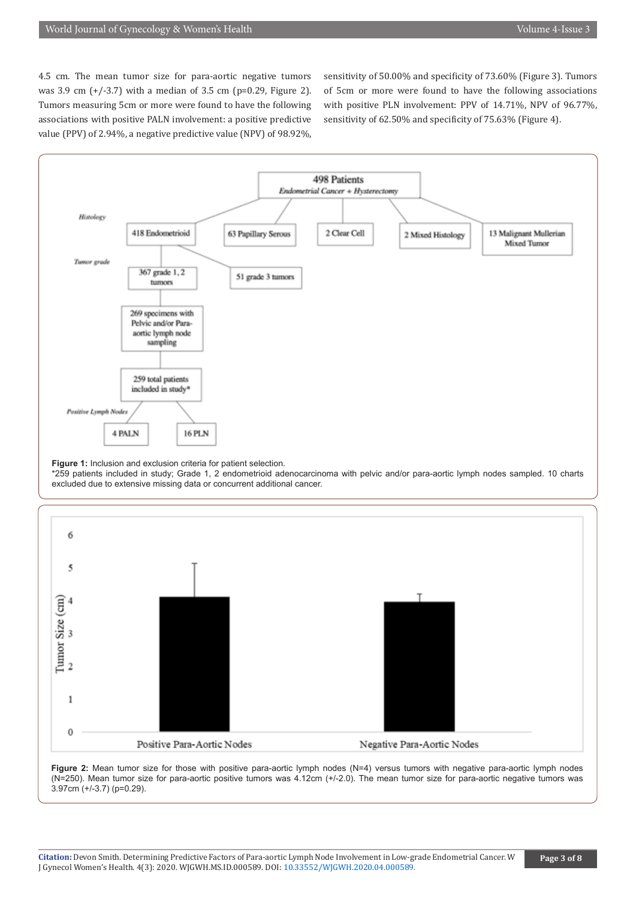4.5 cm. The mean tumor size for para-aortic negative tumors was 3.9 cm (+/-3.7) with a median of 3.5 cm (p=0.29, Figure 2). Tumors measuring 5cm or more were found to have the following associations with positive PALN involvement: a positive predictive value (PPV) of 2.94%, a negative predictive value (NPV) of 98.92%, sensitivity of 50.00% and specificity of 73.60% (Figure 3). Tumors of 5cm or more were found to have the following associations with positive PLN involvement: PPV of 14.71%, NPV of 96.77%, sensitivity of 62.50% and specificity of 75.63% (Figure 4).

**Figure 1:** Inclusion and exclusion criteria for patient selection.
*259 patients included in study; Grade 1, 2 endometrioid adenocarcinoma with pelvic and/or para-aortic lymph nodes sampled. 10 charts excluded due to extensive missing data or concurrent additional cancer.

**Figure 2:** Mean tumor size for those with positive para-aortic lymph nodes (N=4) versus tumors with negative para-aortic lymph nodes (N=250). Mean tumor size for para-aortic positive tumors was 4.12cm (+/-2.0). The mean tumor size for para-aortic negative tumors was 3.97cm (+/-3.7) (p=0.29).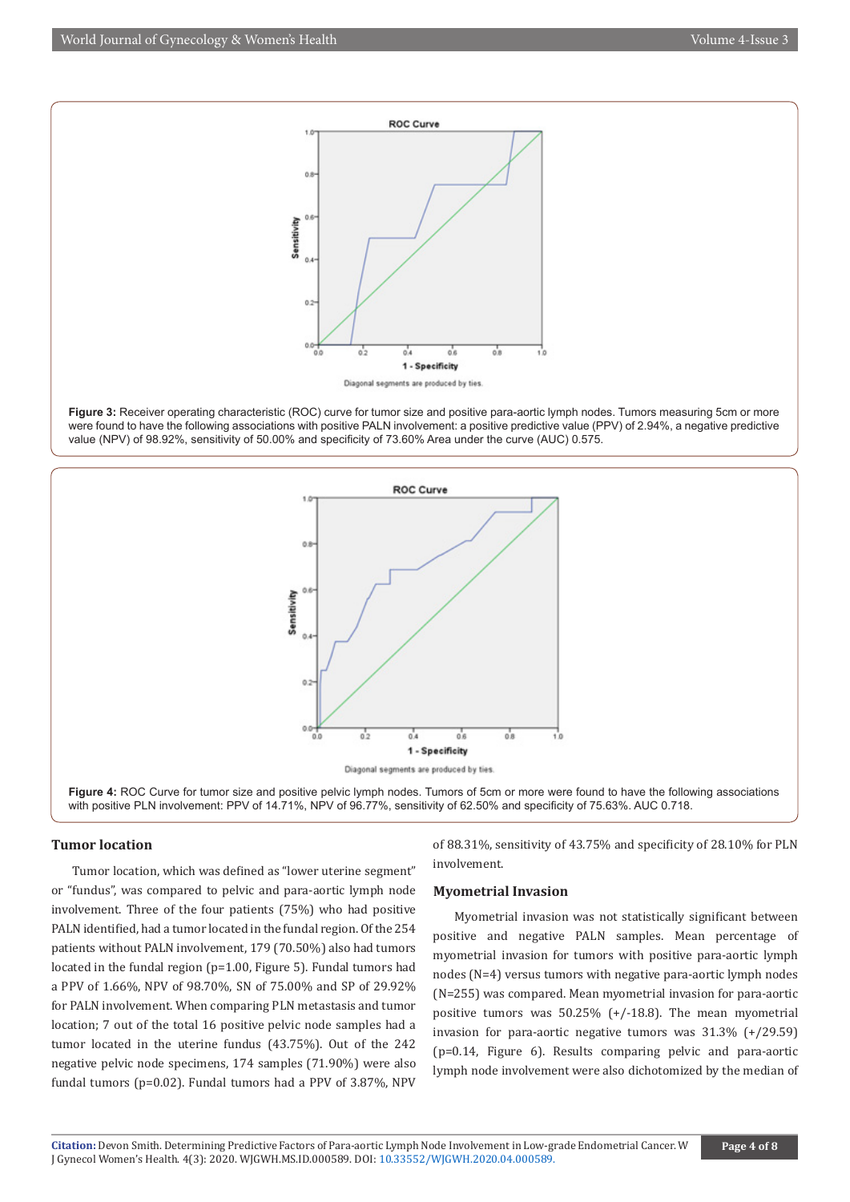**Figure 3:** Receiver operating characteristic (ROC) curve for tumor size and positive para-aortic lymph nodes. Tumors measuring 5cm or more were found to have the following associations with positive PALN involvement: a positive predictive value (PPV) of 2.94%, a negative predictive value (NPV) of 98.92%, sensitivity of 50.00% and specificity of 73.60% Area under the curve (AUC) 0.575.

**Figure 4:** ROC Curve for tumor size and positive pelvic lymph nodes. Tumors of 5cm or more were found to have the following associations with positive PLN involvement: PPV of 14.71%, NPV of 96.77%, sensitivity of 62.50% and specificity of 75.63%. AUC 0.718.

### Tumor location

Tumor location, which was defined as "lower uterine segment" or "fundus", was compared to pelvic and para-aortic lymph node involvement. Three of the four patients (75%) who had positive PALN identified, had a tumor located in the fundal region. Of the 254 patients without PALN involvement, 179 (70.50%) also had tumors located in the fundal region (p=1.00, Figure 5). Fundal tumors had a PPV of 1.66%, NPV of 98.70%, SN of 75.00% and SP of 29.92% for PALN involvement. When comparing PLN metastasis and tumor location; 7 out of the total 16 positive pelvic node samples had a tumor located in the uterine fundus (43.75%). Out of the 242 negative pelvic node specimens, 174 samples (71.90%) were also fundal tumors (p=0.02). Fundal tumors had a PPV of 3.87%, NPV of 88.31%, sensitivity of 43.75% and specificity of 28.10% for PLN involvement.

### Myometrial Invasion

Myometrial invasion was not statistically significant between positive and negative PALN samples. Mean percentage of myometrial invasion for tumors with positive para-aortic lymph nodes (N=4) versus tumors with negative para-aortic lymph nodes (N=255) was compared. Mean myometrial invasion for para-aortic positive tumors was 50.25% (+/-18.8). The mean myometrial invasion for para-aortic negative tumors was 31.3% (+/29.59) (p=0.14, Figure 6). Results comparing pelvic and para-aortic lymph node involvement were also dichotomized by the median of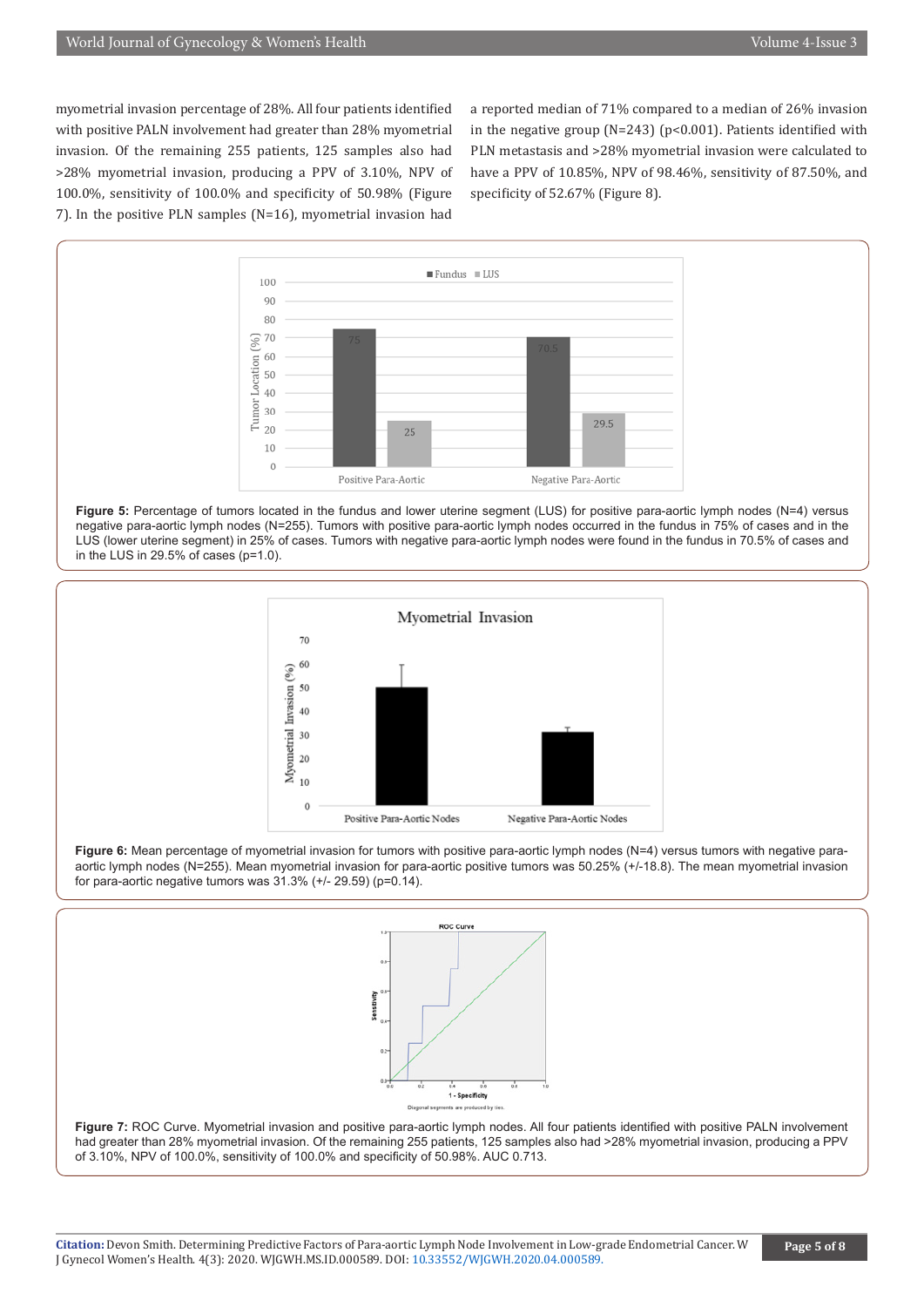myometrial invasion percentage of 28%. All four patients identified with positive PALN involvement had greater than 28% myometrial invasion. Of the remaining 255 patients, 125 samples also had >28% myometrial invasion, producing a PPV of 3.10%, NPV of 100.0%, sensitivity of 100.0% and specificity of 50.98% (Figure 7). In the positive PLN samples (N=16), myometrial invasion had a reported median of 71% compared to a median of 26% invasion in the negative group (N=243) (p<0.001). Patients identified with PLN metastasis and >28% myometrial invasion were calculated to have a PPV of 10.85%, NPV of 98.46%, sensitivity of 87.50%, and specificity of 52.67% (Figure 8).

**Figure 5:** Percentage of tumors located in the fundus and lower uterine segment (LUS) for positive para-aortic lymph nodes (N=4) versus negative para-aortic lymph nodes (N=255). Tumors with positive para-aortic lymph nodes occurred in the fundus in 75% of cases and in the LUS (lower uterine segment) in 25% of cases. Tumors with negative para-aortic lymph nodes were found in the fundus in 70.5% of cases and in the LUS in 29.5% of cases (p=1.0).

**Figure 6:** Mean percentage of myometrial invasion for tumors with positive para-aortic lymph nodes (N=4) versus tumors with negative para-aortic lymph nodes (N=255). Mean myometrial invasion for para-aortic positive tumors was 50.25% (+/-18.8). The mean myometrial invasion for para-aortic negative tumors was 31.3% (+/- 29.59) (p=0.14).

**Figure 7:** ROC Curve. Myometrial invasion and positive para-aortic lymph nodes. All four patients identified with positive PALN involvement had greater than 28% myometrial invasion. Of the remaining 255 patients, 125 samples also had >28% myometrial invasion, producing a PPV of 3.10%, NPV of 100.0%, sensitivity of 100.0% and specificity of 50.98%. AUC 0.713.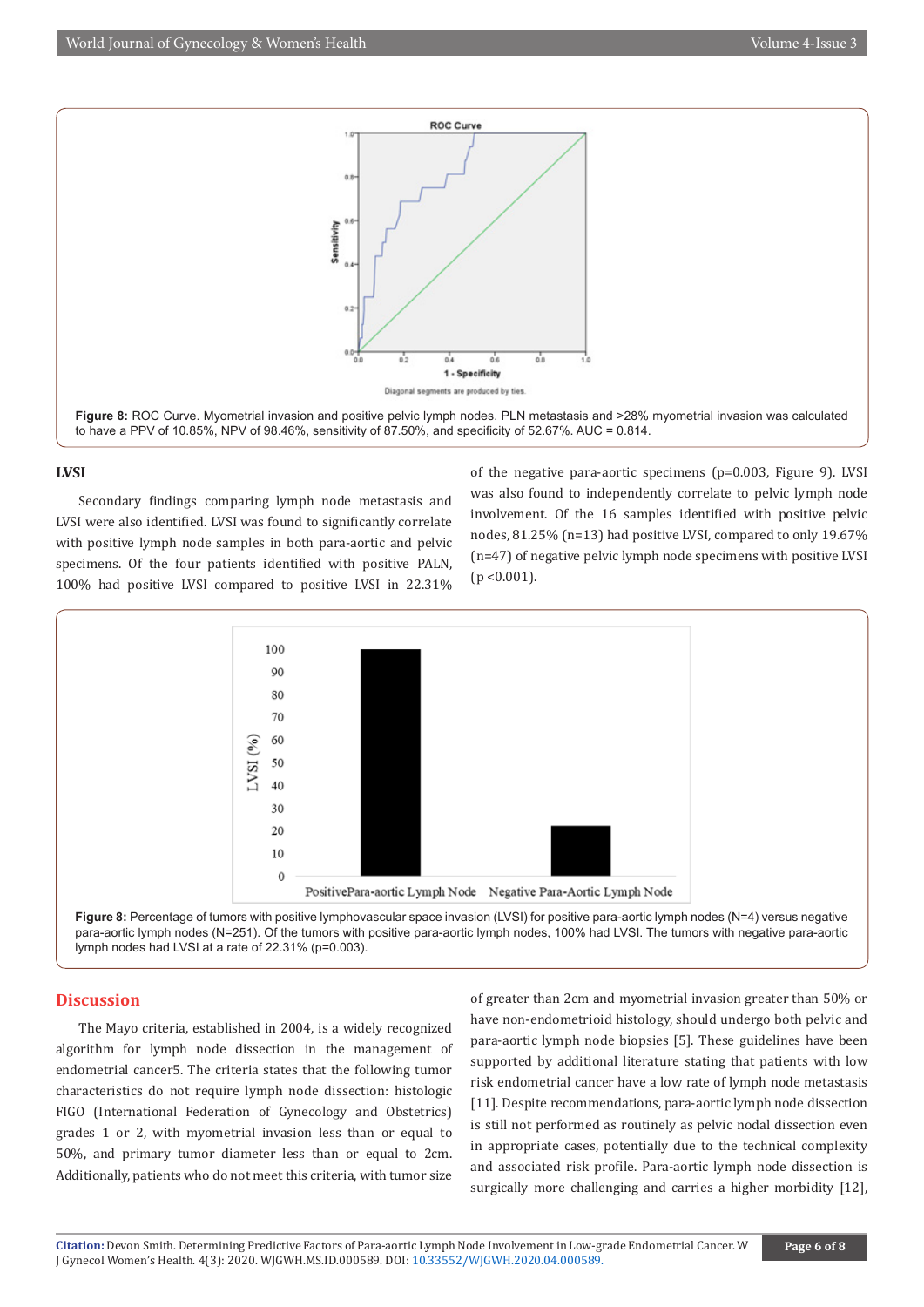Figure 8: ROC Curve. Myometrial invasion and positive pelvic lymph nodes. PLN metastasis and >28% myometrial invasion was calculated to have a PPV of 10.85%, NPV of 98.46%, sensitivity of 87.50%, and specificity of 52.67%. AUC = 0.814.

### LVSI

Secondary findings comparing lymph node metastasis and LVSI were also identified. LVSI was found to significantly correlate with positive lymph node samples in both para-aortic and pelvic specimens. Of the four patients identified with positive PALN, 100% had positive LVSI compared to positive LVSI in 22.31% of the negative para-aortic specimens (p=0.003, Figure 9). LVSI was also found to independently correlate to pelvic lymph node involvement. Of the 16 samples identified with positive pelvic nodes, 81.25% (n=13) had positive LVSI, compared to only 19.67% (n=47) of negative pelvic lymph node specimens with positive LVSI (p <0.001).

Figure 8: Percentage of tumors with positive lymphovascular space invasion (LVSI) for positive para-aortic lymph nodes (N=4) versus negative para-aortic lymph nodes (N=251). Of the tumors with positive para-aortic lymph nodes, 100% had LVSI. The tumors with negative para-aortic lymph nodes had LVSI at a rate of 22.31% (p=0.003).

## Discussion

The Mayo criteria, established in 2004, is a widely recognized algorithm for lymph node dissection in the management of endometrial cancer5. The criteria states that the following tumor characteristics do not require lymph node dissection: histologic FIGO (International Federation of Gynecology and Obstetrics) grades 1 or 2, with myometrial invasion less than or equal to 50%, and primary tumor diameter less than or equal to 2cm. Additionally, patients who do not meet this criteria, with tumor size of greater than 2cm and myometrial invasion greater than 50% or have non-endometrioid histology, should undergo both pelvic and para-aortic lymph node biopsies [5]. These guidelines have been supported by additional literature stating that patients with low risk endometrial cancer have a low rate of lymph node metastasis [11]. Despite recommendations, para-aortic lymph node dissection is still not performed as routinely as pelvic nodal dissection even in appropriate cases, potentially due to the technical complexity and associated risk profile. Para-aortic lymph node dissection is surgically more challenging and carries a higher morbidity [12],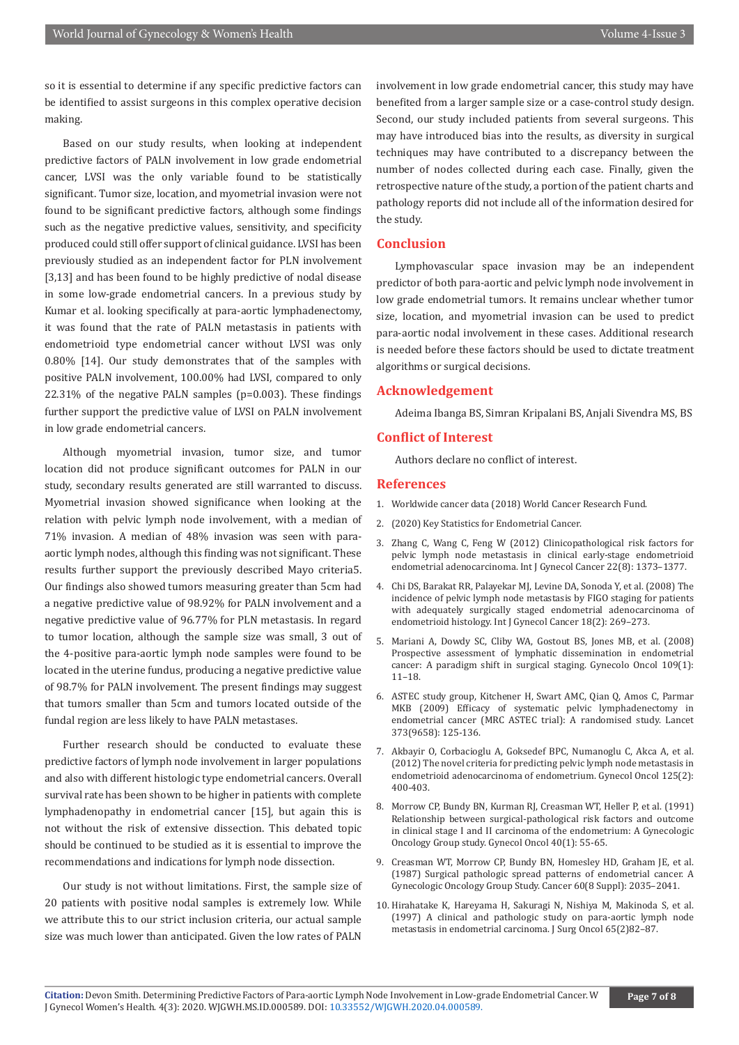so it is essential to determine if any specific predictive factors can be identified to assist surgeons in this complex operative decision making.

Based on our study results, when looking at independent predictive factors of PALN involvement in low grade endometrial cancer, LVSI was the only variable found to be statistically significant. Tumor size, location, and myometrial invasion were not found to be significant predictive factors, although some findings such as the negative predictive values, sensitivity, and specificity produced could still offer support of clinical guidance. LVSI has been previously studied as an independent factor for PLN involvement [3,13] and has been found to be highly predictive of nodal disease in some low-grade endometrial cancers. In a previous study by Kumar et al. looking specifically at para-aortic lymphadenectomy, it was found that the rate of PALN metastasis in patients with endometrioid type endometrial cancer without LVSI was only 0.80% [14]. Our study demonstrates that of the samples with positive PALN involvement, 100.00% had LVSI, compared to only 22.31% of the negative PALN samples (p=0.003). These findings further support the predictive value of LVSI on PALN involvement in low grade endometrial cancers.

Although myometrial invasion, tumor size, and tumor location did not produce significant outcomes for PALN in our study, secondary results generated are still warranted to discuss. Myometrial invasion showed significance when looking at the relation with pelvic lymph node involvement, with a median of 71% invasion. A median of 48% invasion was seen with para-aortic lymph nodes, although this finding was not significant. These results further support the previously described Mayo criteria5. Our findings also showed tumors measuring greater than 5cm had a negative predictive value of 98.92% for PALN involvement and a negative predictive value of 96.77% for PLN metastasis. In regard to tumor location, although the sample size was small, 3 out of the 4-positive para-aortic lymph node samples were found to be located in the uterine fundus, producing a negative predictive value of 98.7% for PALN involvement. The present findings may suggest that tumors smaller than 5cm and tumors located outside of the fundal region are less likely to have PALN metastases.

Further research should be conducted to evaluate these predictive factors of lymph node involvement in larger populations and also with different histologic type endometrial cancers. Overall survival rate has been shown to be higher in patients with complete lymphadenopathy in endometrial cancer [15], but again this is not without the risk of extensive dissection. This debated topic should be continued to be studied as it is essential to improve the recommendations and indications for lymph node dissection.

Our study is not without limitations. First, the sample size of 20 patients with positive nodal samples is extremely low. While we attribute this to our strict inclusion criteria, our actual sample size was much lower than anticipated. Given the low rates of PALN involvement in low grade endometrial cancer, this study may have benefited from a larger sample size or a case-control study design. Second, our study included patients from several surgeons. This may have introduced bias into the results, as diversity in surgical techniques may have contributed to a discrepancy between the number of nodes collected during each case. Finally, given the retrospective nature of the study, a portion of the patient charts and pathology reports did not include all of the information desired for the study.

## Conclusion

Lymphovascular space invasion may be an independent predictor of both para-aortic and pelvic lymph node involvement in low grade endometrial tumors. It remains unclear whether tumor size, location, and myometrial invasion can be used to predict para-aortic nodal involvement in these cases. Additional research is needed before these factors should be used to dictate treatment algorithms or surgical decisions.

## Acknowledgement

Adeima Ibanga BS, Simran Kripalani BS, Anjali Sivendra MS, BS

## Conflict of Interest

Authors declare no conflict of interest.

## References

1. Worldwide cancer data (2018) World Cancer Research Fund.
2. (2020) Key Statistics for Endometrial Cancer.
3. Zhang C, Wang C, Feng W (2012) Clinicopathological risk factors for pelvic lymph node metastasis in clinical early-stage endometrioid endometrial adenocarcinoma. Int J Gynecol Cancer 22(8): 1373–1377.
4. Chi DS, Barakat RR, Palayekar MJ, Levine DA, Sonoda Y, et al. (2008) The incidence of pelvic lymph node metastasis by FIGO staging for patients with adequately surgically staged endometrial adenocarcinoma of endometrioid histology. Int J Gynecol Cancer 18(2): 269–273.
5. Mariani A, Dowdy SC, Cliby WA, Gostout BS, Jones MB, et al. (2008) Prospective assessment of lymphatic dissemination in endometrial cancer: A paradigm shift in surgical staging. Gynecolo Oncol 109(1): 11–18.
6. ASTEC study group, Kitchener H, Swart AMC, Qian Q, Amos C, Parmar MKB (2009) Efficacy of systematic pelvic lymphadenectomy in endometrial cancer (MRC ASTEC trial): A randomised study. Lancet 373(9658): 125-136.
7. Akbayir O, Corbacioglu A, Goksedef BPC, Numanoglu C, Akca A, et al. (2012) The novel criteria for predicting pelvic lymph node metastasis in endometrioid adenocarcinoma of endometrium. Gynecol Oncol 125(2): 400-403.
8. Morrow CP, Bundy BN, Kurman RJ, Creasman WT, Heller P, et al. (1991) Relationship between surgical-pathological risk factors and outcome in clinical stage I and II carcinoma of the endometrium: A Gynecologic Oncology Group study. Gynecol Oncol 40(1): 55-65.
9. Creasman WT, Morrow CP, Bundy BN, Homesley HD, Graham JE, et al. (1987) Surgical pathologic spread patterns of endometrial cancer. A Gynecologic Oncology Group Study. Cancer 60(8 Suppl): 2035–2041.
10. Hirahatake K, Hareyama H, Sakuragi N, Nishiya M, Makinoda S, et al. (1997) A clinical and pathologic study on para-aortic lymph node metastasis in endometrial carcinoma. J Surg Oncol 65(2)82–87.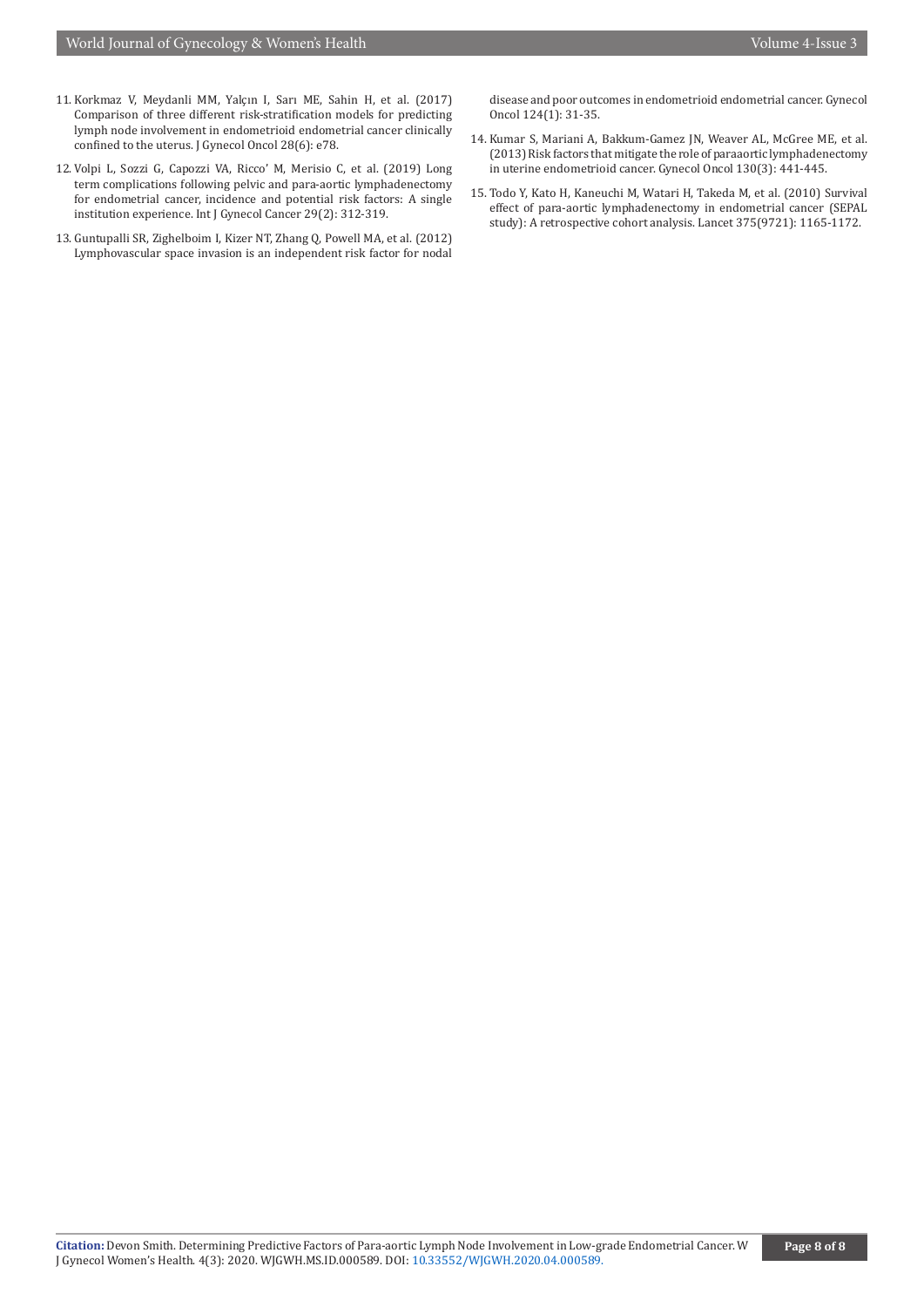11. Korkmaz V, Meydanli MM, Yalçın I, Sarı ME, Sahin H, et al. (2017) Comparison of three different risk-stratification models for predicting lymph node involvement in endometrioid endometrial cancer clinically confined to the uterus. J Gynecol Oncol 28(6): e78.

12. Volpi L, Sozzi G, Capozzi VA, Ricco' M, Merisio C, et al. (2019) Long term complications following pelvic and para-aortic lymphadenectomy for endometrial cancer, incidence and potential risk factors: A single institution experience. Int J Gynecol Cancer 29(2): 312-319.

13. Guntupalli SR, Zighelboim I, Kizer NT, Zhang Q, Powell MA, et al. (2012) Lymphovascular space invasion is an independent risk factor for nodal disease and poor outcomes in endometrioid endometrial cancer. Gynecol Oncol 124(1): 31-35.

14. Kumar S, Mariani A, Bakkum-Gamez JN, Weaver AL, McGree ME, et al. (2013) Risk factors that mitigate the role of paraaortic lymphadenectomy in uterine endometrioid cancer. Gynecol Oncol 130(3): 441-445.

15. Todo Y, Kato H, Kaneuchi M, Watari H, Takeda M, et al. (2010) Survival effect of para-aortic lymphadenectomy in endometrial cancer (SEPAL study): A retrospective cohort analysis. Lancet 375(9721): 1165-1172.

**Citation:** Devon Smith. Determining Predictive Factors of Para-aortic Lymph Node Involvement in Low-grade Endometrial Cancer. W J Gynecol Women's Health. 4(3): 2020. WJGWH.MS.ID.000589. DOI: 10.33552/WJGWH.2020.04.000589.